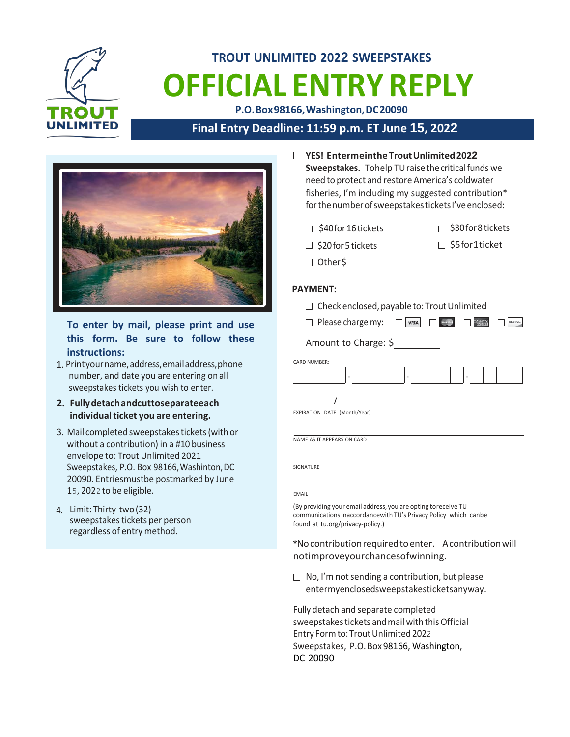TROUT UNLIMITED

# TROUT UNLIMITED 2022 SWEEPSTAKES

# OFFICIAL ENTRY REPLY

**P.O. Box 98166, Washington, DC 20090**

**Final Entry Deadline: 11:59 p.m. ET June 15, 2022**

**To enter by mail, please print and use this form. Be sure to follow these instructions:**

1. Print your name, address, email address, phone number, and date you are entering on all sweepstakes tickets you wish to enter.
2. **Fully detach and cut to separate each individual ticket you are entering.**
3. Mail completed sweepstakes tickets (with or without a contribution) in a #10 business envelope to: Trout Unlimited 2021 Sweepstakes, P.O. Box 98166, Washinton, DC 20090. Entries must be postmarked by June 15, 2022 to be eligible.
4. Limit: Thirty-two (32) sweepstakes tickets per person regardless of entry method.

☐ **YES! Enter me in the Trout Unlimited 2022 Sweepstakes.** To help TU raise the critical funds we need to protect and restore America's coldwater fisheries, I'm including my suggested contribution* for the number of sweepstakes tickets I've enclosed:

☐ $40 for 16 tickets ☐ $30 for 8 tickets

☐ $20 for 5 tickets ☐ $5 for 1 ticket

☐ Other $ _

**PAYMENT:**

☐ Check enclosed, payable to: Trout Unlimited

☐ Please charge my: ☐ VISA ☐ MasterCard ☐ American Express ☐ Discover

Amount to Charge: $__________

CARD NUMBER: ____ - ____ - ____ - ____

___ / ___
EXPIRATION DATE (Month/Year)

NAME AS IT APPEARS ON CARD

SIGNATURE

EMAIL

(By providing your email address, you are opting to receive TU communications in accordance with TU's Privacy Policy which can be found at tu.org/privacy-policy.)

*No contribution required to enter. A contribution will not improve your chances of winning.

☐ No, I'm not sending a contribution, but please enter my enclosed sweepstakes tickets anyway.

Fully detach and separate completed sweepstakes tickets and mail with this Official Entry Form to: Trout Unlimited 2022 Sweepstakes, P.O. Box 98166, Washington, DC 20090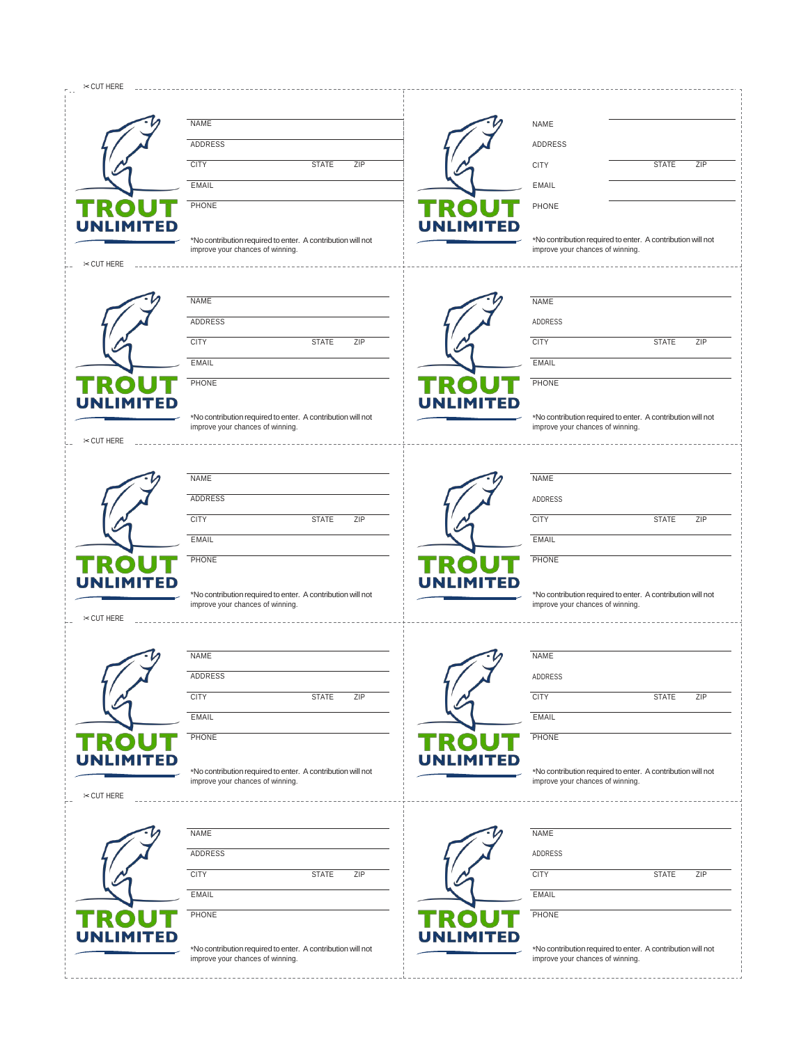✂ CUT HERE

TROUT UNLIMITED

NAME

ADDRESS

CITY STATE ZIP

EMAIL

PHONE

*No contribution required to enter. A contribution will not improve your chances of winning.

TROUT UNLIMITED

NAME

ADDRESS

CITY STATE ZIP

EMAIL

PHONE

*No contribution required to enter. A contribution will not improve your chances of winning.

✂ CUT HERE

TROUT UNLIMITED

NAME

ADDRESS

CITY STATE ZIP

EMAIL

PHONE

*No contribution required to enter. A contribution will not improve your chances of winning.

TROUT UNLIMITED

NAME

ADDRESS

CITY STATE ZIP

EMAIL

PHONE

*No contribution required to enter. A contribution will not improve your chances of winning.

✂ CUT HERE

TROUT UNLIMITED

NAME

ADDRESS

CITY STATE ZIP

EMAIL

PHONE

*No contribution required to enter. A contribution will not improve your chances of winning.

TROUT UNLIMITED

NAME

ADDRESS

CITY STATE ZIP

EMAIL

PHONE

*No contribution required to enter. A contribution will not improve your chances of winning.

✂ CUT HERE

TROUT UNLIMITED

NAME

ADDRESS

CITY STATE ZIP

EMAIL

PHONE

*No contribution required to enter. A contribution will not improve your chances of winning.

TROUT UNLIMITED

NAME

ADDRESS

CITY STATE ZIP

EMAIL

PHONE

*No contribution required to enter. A contribution will not improve your chances of winning.

✂ CUT HERE

TROUT UNLIMITED

NAME

ADDRESS

CITY STATE ZIP

EMAIL

PHONE

*No contribution required to enter. A contribution will not improve your chances of winning.

TROUT UNLIMITED

NAME

ADDRESS

CITY STATE ZIP

EMAIL

PHONE

*No contribution required to enter. A contribution will not improve your chances of winning.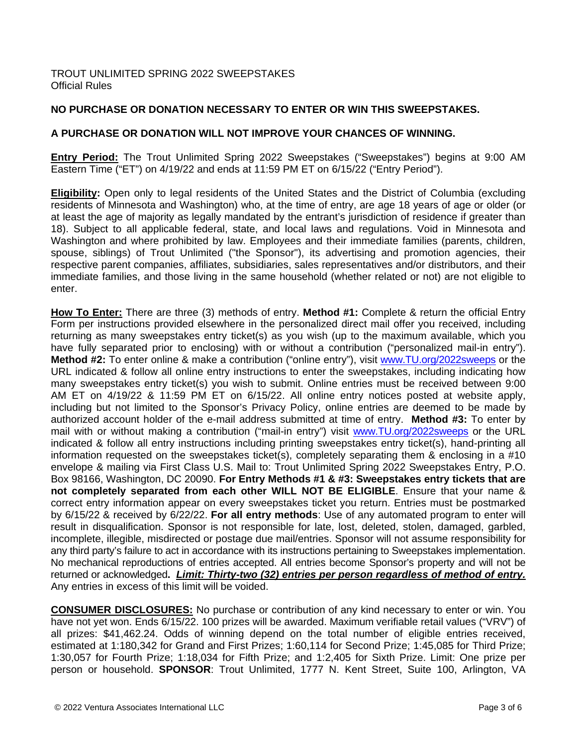TROUT UNLIMITED SPRING 2022 SWEEPSTAKES
Official Rules

**NO PURCHASE OR DONATION NECESSARY TO ENTER OR WIN THIS SWEEPSTAKES.**

**A PURCHASE OR DONATION WILL NOT IMPROVE YOUR CHANCES OF WINNING.**

**Entry Period:** The Trout Unlimited Spring 2022 Sweepstakes ("Sweepstakes") begins at 9:00 AM Eastern Time ("ET") on 4/19/22 and ends at 11:59 PM ET on 6/15/22 ("Entry Period").

**Eligibility:** Open only to legal residents of the United States and the District of Columbia (excluding residents of Minnesota and Washington) who, at the time of entry, are age 18 years of age or older (or at least the age of majority as legally mandated by the entrant's jurisdiction of residence if greater than 18). Subject to all applicable federal, state, and local laws and regulations. Void in Minnesota and Washington and where prohibited by law. Employees and their immediate families (parents, children, spouse, siblings) of Trout Unlimited ("the Sponsor"), its advertising and promotion agencies, their respective parent companies, affiliates, subsidiaries, sales representatives and/or distributors, and their immediate families, and those living in the same household (whether related or not) are not eligible to enter.

**How To Enter:** There are three (3) methods of entry. **Method #1:** Complete & return the official Entry Form per instructions provided elsewhere in the personalized direct mail offer you received, including returning as many sweepstakes entry ticket(s) as you wish (up to the maximum available, which you have fully separated prior to enclosing) with or without a contribution ("personalized mail-in entry"). **Method #2:** To enter online & make a contribution ("online entry"), visit www.TU.org/2022sweeps or the URL indicated & follow all online entry instructions to enter the sweepstakes, including indicating how many sweepstakes entry ticket(s) you wish to submit. Online entries must be received between 9:00 AM ET on 4/19/22 & 11:59 PM ET on 6/15/22. All online entry notices posted at website apply, including but not limited to the Sponsor's Privacy Policy, online entries are deemed to be made by authorized account holder of the e-mail address submitted at time of entry. **Method #3:** To enter by mail with or without making a contribution ("mail-in entry") visit www.TU.org/2022sweeps or the URL indicated & follow all entry instructions including printing sweepstakes entry ticket(s), hand-printing all information requested on the sweepstakes ticket(s), completely separating them & enclosing in a #10 envelope & mailing via First Class U.S. Mail to: Trout Unlimited Spring 2022 Sweepstakes Entry, P.O. Box 98166, Washington, DC 20090. **For Entry Methods #1 & #3: Sweepstakes entry tickets that are not completely separated from each other WILL NOT BE ELIGIBLE**. Ensure that your name & correct entry information appear on every sweepstakes ticket you return. Entries must be postmarked by 6/15/22 & received by 6/22/22. **For all entry methods**: Use of any automated program to enter will result in disqualification. Sponsor is not responsible for late, lost, deleted, stolen, damaged, garbled, incomplete, illegible, misdirected or postage due mail/entries. Sponsor will not assume responsibility for any third party's failure to act in accordance with its instructions pertaining to Sweepstakes implementation. No mechanical reproductions of entries accepted. All entries become Sponsor's property and will not be returned or acknowledged**.** ***Limit: Thirty-two (32) entries per person regardless of method of entry.*** Any entries in excess of this limit will be voided.

**CONSUMER DISCLOSURES:** No purchase or contribution of any kind necessary to enter or win. You have not yet won. Ends 6/15/22. 100 prizes will be awarded. Maximum verifiable retail values ("VRV") of all prizes: $41,462.24. Odds of winning depend on the total number of eligible entries received, estimated at 1:180,342 for Grand and First Prizes; 1:60,114 for Second Prize; 1:45,085 for Third Prize; 1:30,057 for Fourth Prize; 1:18,034 for Fifth Prize; and 1:2,405 for Sixth Prize. Limit: One prize per person or household. **SPONSOR**: Trout Unlimited, 1777 N. Kent Street, Suite 100, Arlington, VA

© 2022 Ventura Associates International LLC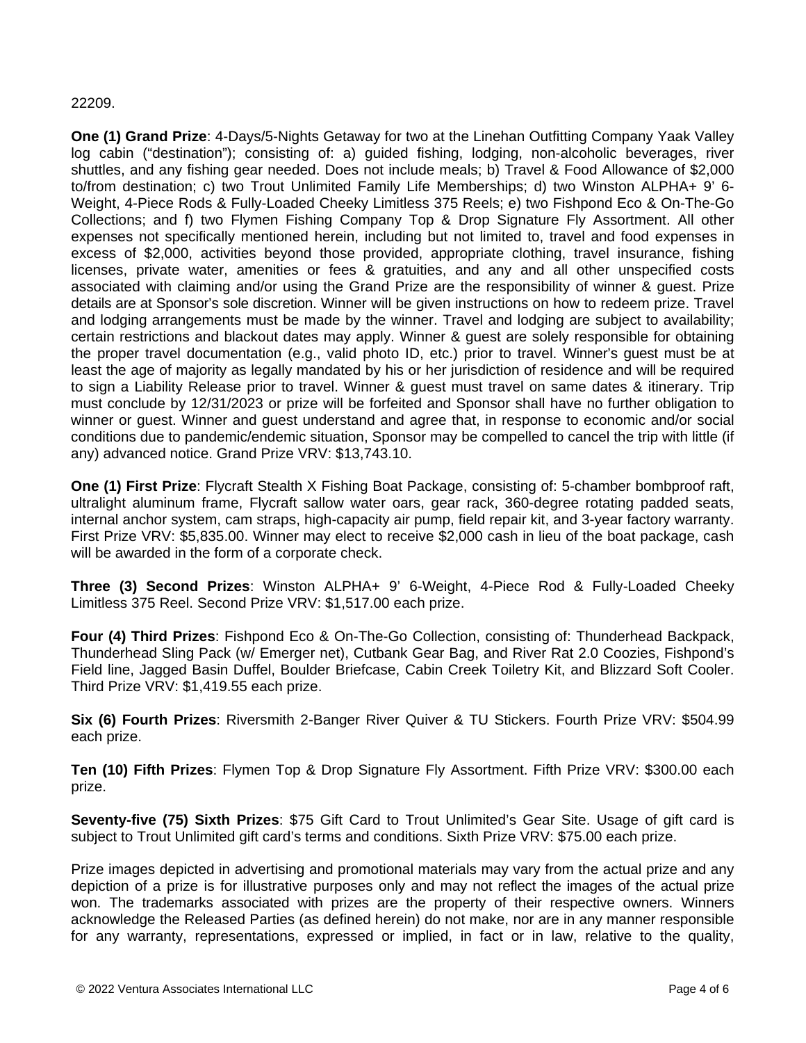22209.

**One (1) Grand Prize**: 4-Days/5-Nights Getaway for two at the Linehan Outfitting Company Yaak Valley log cabin ("destination"); consisting of: a) guided fishing, lodging, non-alcoholic beverages, river shuttles, and any fishing gear needed. Does not include meals; b) Travel & Food Allowance of $2,000 to/from destination; c) two Trout Unlimited Family Life Memberships; d) two Winston ALPHA+ 9' 6-Weight, 4-Piece Rods & Fully-Loaded Cheeky Limitless 375 Reels; e) two Fishpond Eco & On-The-Go Collections; and f) two Flymen Fishing Company Top & Drop Signature Fly Assortment. All other expenses not specifically mentioned herein, including but not limited to, travel and food expenses in excess of $2,000, activities beyond those provided, appropriate clothing, travel insurance, fishing licenses, private water, amenities or fees & gratuities, and any and all other unspecified costs associated with claiming and/or using the Grand Prize are the responsibility of winner & guest. Prize details are at Sponsor's sole discretion. Winner will be given instructions on how to redeem prize. Travel and lodging arrangements must be made by the winner. Travel and lodging are subject to availability; certain restrictions and blackout dates may apply. Winner & guest are solely responsible for obtaining the proper travel documentation (e.g., valid photo ID, etc.) prior to travel. Winner's guest must be at least the age of majority as legally mandated by his or her jurisdiction of residence and will be required to sign a Liability Release prior to travel. Winner & guest must travel on same dates & itinerary. Trip must conclude by 12/31/2023 or prize will be forfeited and Sponsor shall have no further obligation to winner or guest. Winner and guest understand and agree that, in response to economic and/or social conditions due to pandemic/endemic situation, Sponsor may be compelled to cancel the trip with little (if any) advanced notice. Grand Prize VRV: $13,743.10.

**One (1) First Prize**: Flycraft Stealth X Fishing Boat Package, consisting of: 5-chamber bombproof raft, ultralight aluminum frame, Flycraft sallow water oars, gear rack, 360-degree rotating padded seats, internal anchor system, cam straps, high-capacity air pump, field repair kit, and 3-year factory warranty. First Prize VRV: $5,835.00. Winner may elect to receive $2,000 cash in lieu of the boat package, cash will be awarded in the form of a corporate check.

**Three (3) Second Prizes**: Winston ALPHA+ 9' 6-Weight, 4-Piece Rod & Fully-Loaded Cheeky Limitless 375 Reel. Second Prize VRV: $1,517.00 each prize.

**Four (4) Third Prizes**: Fishpond Eco & On-The-Go Collection, consisting of: Thunderhead Backpack, Thunderhead Sling Pack (w/ Emerger net), Cutbank Gear Bag, and River Rat 2.0 Coozies, Fishpond's Field line, Jagged Basin Duffel, Boulder Briefcase, Cabin Creek Toiletry Kit, and Blizzard Soft Cooler. Third Prize VRV: $1,419.55 each prize.

**Six (6) Fourth Prizes**: Riversmith 2-Banger River Quiver & TU Stickers. Fourth Prize VRV: $504.99 each prize.

**Ten (10) Fifth Prizes**: Flymen Top & Drop Signature Fly Assortment. Fifth Prize VRV: $300.00 each prize.

**Seventy-five (75) Sixth Prizes**: $75 Gift Card to Trout Unlimited's Gear Site. Usage of gift card is subject to Trout Unlimited gift card's terms and conditions. Sixth Prize VRV: $75.00 each prize.

Prize images depicted in advertising and promotional materials may vary from the actual prize and any depiction of a prize is for illustrative purposes only and may not reflect the images of the actual prize won. The trademarks associated with prizes are the property of their respective owners. Winners acknowledge the Released Parties (as defined herein) do not make, nor are in any manner responsible for any warranty, representations, expressed or implied, in fact or in law, relative to the quality,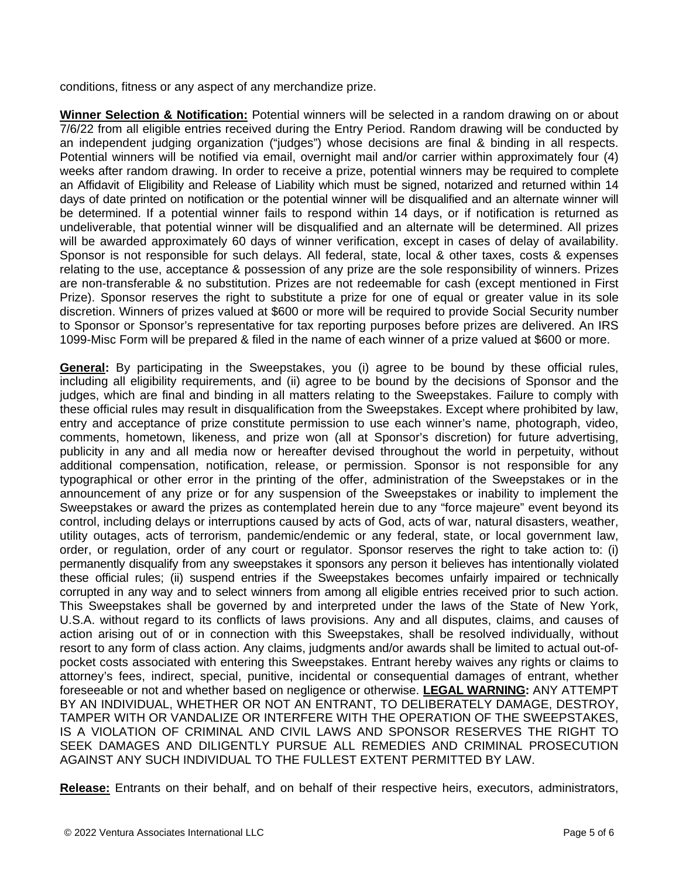conditions, fitness or any aspect of any merchandize prize.

**Winner Selection & Notification:** Potential winners will be selected in a random drawing on or about 7/6/22 from all eligible entries received during the Entry Period. Random drawing will be conducted by an independent judging organization ("judges") whose decisions are final & binding in all respects. Potential winners will be notified via email, overnight mail and/or carrier within approximately four (4) weeks after random drawing. In order to receive a prize, potential winners may be required to complete an Affidavit of Eligibility and Release of Liability which must be signed, notarized and returned within 14 days of date printed on notification or the potential winner will be disqualified and an alternate winner will be determined. If a potential winner fails to respond within 14 days, or if notification is returned as undeliverable, that potential winner will be disqualified and an alternate will be determined. All prizes will be awarded approximately 60 days of winner verification, except in cases of delay of availability. Sponsor is not responsible for such delays. All federal, state, local & other taxes, costs & expenses relating to the use, acceptance & possession of any prize are the sole responsibility of winners. Prizes are non-transferable & no substitution. Prizes are not redeemable for cash (except mentioned in First Prize). Sponsor reserves the right to substitute a prize for one of equal or greater value in its sole discretion. Winners of prizes valued at $600 or more will be required to provide Social Security number to Sponsor or Sponsor's representative for tax reporting purposes before prizes are delivered. An IRS 1099-Misc Form will be prepared & filed in the name of each winner of a prize valued at $600 or more.

**General:** By participating in the Sweepstakes, you (i) agree to be bound by these official rules, including all eligibility requirements, and (ii) agree to be bound by the decisions of Sponsor and the judges, which are final and binding in all matters relating to the Sweepstakes. Failure to comply with these official rules may result in disqualification from the Sweepstakes. Except where prohibited by law, entry and acceptance of prize constitute permission to use each winner's name, photograph, video, comments, hometown, likeness, and prize won (all at Sponsor's discretion) for future advertising, publicity in any and all media now or hereafter devised throughout the world in perpetuity, without additional compensation, notification, release, or permission. Sponsor is not responsible for any typographical or other error in the printing of the offer, administration of the Sweepstakes or in the announcement of any prize or for any suspension of the Sweepstakes or inability to implement the Sweepstakes or award the prizes as contemplated herein due to any "force majeure" event beyond its control, including delays or interruptions caused by acts of God, acts of war, natural disasters, weather, utility outages, acts of terrorism, pandemic/endemic or any federal, state, or local government law, order, or regulation, order of any court or regulator. Sponsor reserves the right to take action to: (i) permanently disqualify from any sweepstakes it sponsors any person it believes has intentionally violated these official rules; (ii) suspend entries if the Sweepstakes becomes unfairly impaired or technically corrupted in any way and to select winners from among all eligible entries received prior to such action. This Sweepstakes shall be governed by and interpreted under the laws of the State of New York, U.S.A. without regard to its conflicts of laws provisions. Any and all disputes, claims, and causes of action arising out of or in connection with this Sweepstakes, shall be resolved individually, without resort to any form of class action. Any claims, judgments and/or awards shall be limited to actual out-of-pocket costs associated with entering this Sweepstakes. Entrant hereby waives any rights or claims to attorney's fees, indirect, special, punitive, incidental or consequential damages of entrant, whether foreseeable or not and whether based on negligence or otherwise. **LEGAL WARNING:** ANY ATTEMPT BY AN INDIVIDUAL, WHETHER OR NOT AN ENTRANT, TO DELIBERATELY DAMAGE, DESTROY, TAMPER WITH OR VANDALIZE OR INTERFERE WITH THE OPERATION OF THE SWEEPSTAKES, IS A VIOLATION OF CRIMINAL AND CIVIL LAWS AND SPONSOR RESERVES THE RIGHT TO SEEK DAMAGES AND DILIGENTLY PURSUE ALL REMEDIES AND CRIMINAL PROSECUTION AGAINST ANY SUCH INDIVIDUAL TO THE FULLEST EXTENT PERMITTED BY LAW.

**Release:** Entrants on their behalf, and on behalf of their respective heirs, executors, administrators,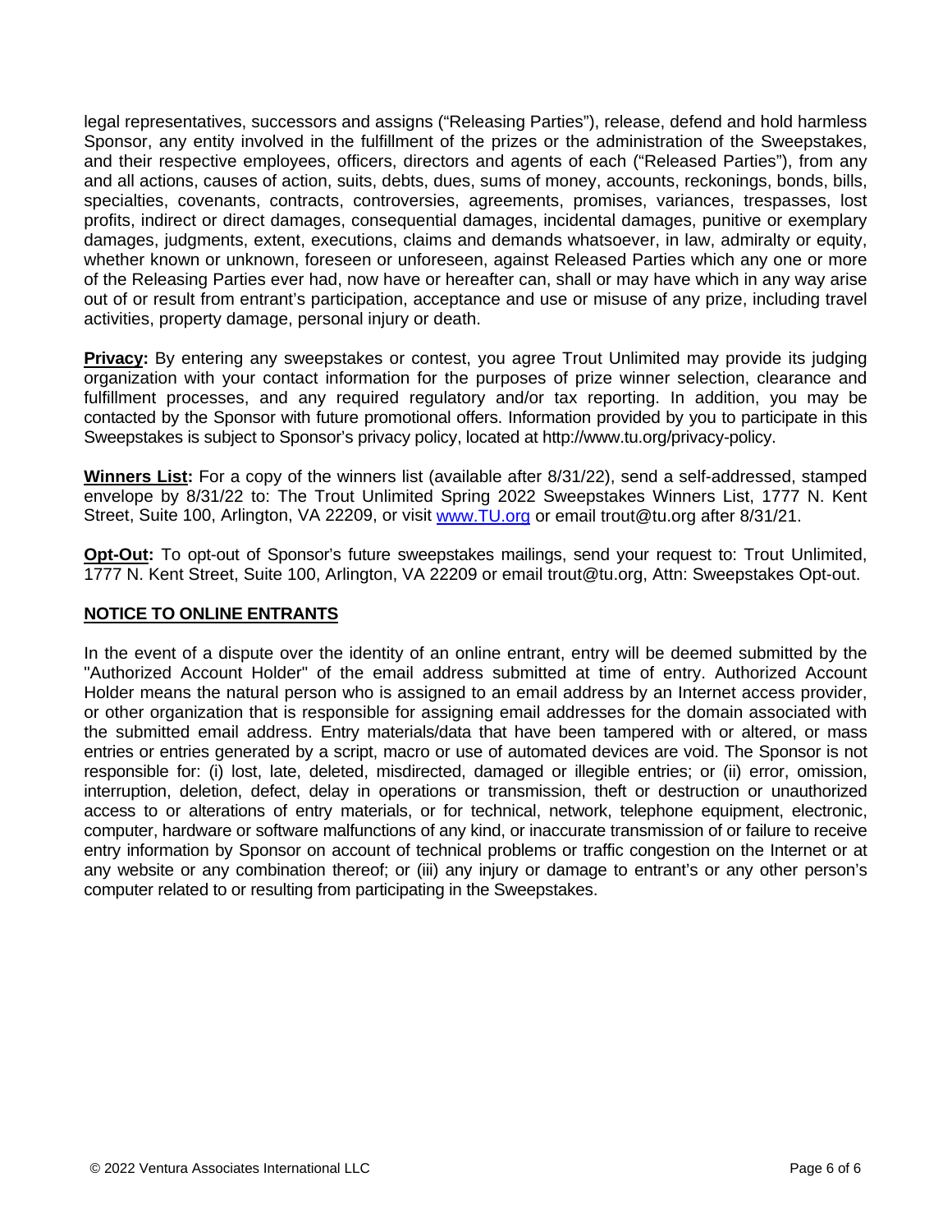legal representatives, successors and assigns ("Releasing Parties"), release, defend and hold harmless Sponsor, any entity involved in the fulfillment of the prizes or the administration of the Sweepstakes, and their respective employees, officers, directors and agents of each ("Released Parties"), from any and all actions, causes of action, suits, debts, dues, sums of money, accounts, reckonings, bonds, bills, specialties, covenants, contracts, controversies, agreements, promises, variances, trespasses, lost profits, indirect or direct damages, consequential damages, incidental damages, punitive or exemplary damages, judgments, extent, executions, claims and demands whatsoever, in law, admiralty or equity, whether known or unknown, foreseen or unforeseen, against Released Parties which any one or more of the Releasing Parties ever had, now have or hereafter can, shall or may have which in any way arise out of or result from entrant's participation, acceptance and use or misuse of any prize, including travel activities, property damage, personal injury or death.

**Privacy:** By entering any sweepstakes or contest, you agree Trout Unlimited may provide its judging organization with your contact information for the purposes of prize winner selection, clearance and fulfillment processes, and any required regulatory and/or tax reporting. In addition, you may be contacted by the Sponsor with future promotional offers. Information provided by you to participate in this Sweepstakes is subject to Sponsor's privacy policy, located at http://www.tu.org/privacy-policy.

**Winners List:** For a copy of the winners list (available after 8/31/22), send a self-addressed, stamped envelope by 8/31/22 to: The Trout Unlimited Spring 2022 Sweepstakes Winners List, 1777 N. Kent Street, Suite 100, Arlington, VA 22209, or visit www.TU.org or email trout@tu.org after 8/31/21.

**Opt-Out:** To opt-out of Sponsor's future sweepstakes mailings, send your request to: Trout Unlimited, 1777 N. Kent Street, Suite 100, Arlington, VA 22209 or email trout@tu.org, Attn: Sweepstakes Opt-out.

## NOTICE TO ONLINE ENTRANTS

In the event of a dispute over the identity of an online entrant, entry will be deemed submitted by the "Authorized Account Holder" of the email address submitted at time of entry. Authorized Account Holder means the natural person who is assigned to an email address by an Internet access provider, or other organization that is responsible for assigning email addresses for the domain associated with the submitted email address. Entry materials/data that have been tampered with or altered, or mass entries or entries generated by a script, macro or use of automated devices are void. The Sponsor is not responsible for: (i) lost, late, deleted, misdirected, damaged or illegible entries; or (ii) error, omission, interruption, deletion, defect, delay in operations or transmission, theft or destruction or unauthorized access to or alterations of entry materials, or for technical, network, telephone equipment, electronic, computer, hardware or software malfunctions of any kind, or inaccurate transmission of or failure to receive entry information by Sponsor on account of technical problems or traffic congestion on the Internet or at any website or any combination thereof; or (iii) any injury or damage to entrant's or any other person's computer related to or resulting from participating in the Sweepstakes.

© 2022 Ventura Associates International LLC